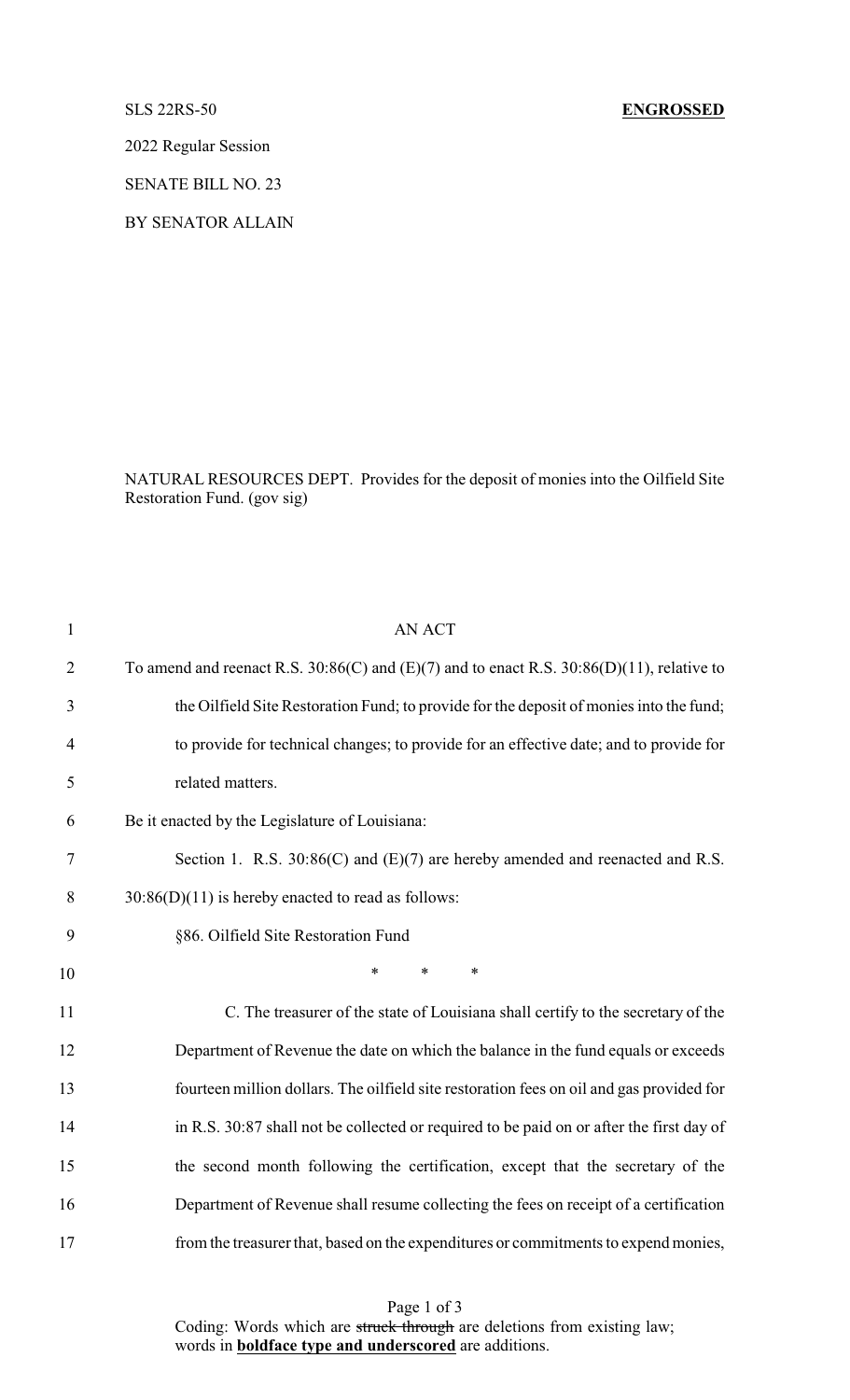SLS 22RS-50 **ENGROSSED**

2022 Regular Session

SENATE BILL NO. 23

BY SENATOR ALLAIN

NATURAL RESOURCES DEPT. Provides for the deposit of monies into the Oilfield Site Restoration Fund. (gov sig)

AN ACT

To amend and reenact R.S. 30:86(C) and (E)(7) and to enact R.S. 30:86(D)(11), relative to the Oilfield Site Restoration Fund; to provide for the deposit of monies into the fund; to provide for technical changes; to provide for an effective date; and to provide for related matters.

Be it enacted by the Legislature of Louisiana:

Section 1. R.S. 30:86(C) and (E)(7) are hereby amended and reenacted and R.S. 30:86(D)(11) is hereby enacted to read as follows:

§86. Oilfield Site Restoration Fund

\* \* \*

C. The treasurer of the state of Louisiana shall certify to the secretary of the Department of Revenue the date on which the balance in the fund equals or exceeds fourteen million dollars. The oilfield site restoration fees on oil and gas provided for in R.S. 30:87 shall not be collected or required to be paid on or after the first day of the second month following the certification, except that the secretary of the Department of Revenue shall resume collecting the fees on receipt of a certification from the treasurer that, based on the expenditures or commitments to expend monies,

Coding: Words which are ~~struck through~~ are deletions from existing law; words in **boldface type and underscored** are additions.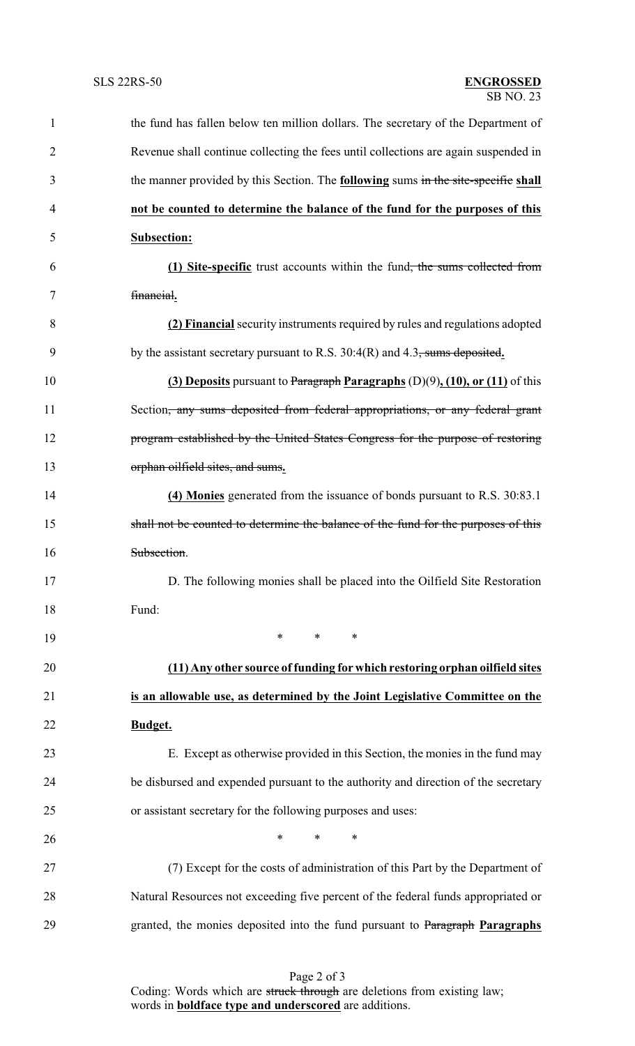the fund has fallen below ten million dollars. The secretary of the Department of Revenue shall continue collecting the fees until collections are again suspended in the manner provided by this Section. The **following** sums ~~in the site-specific~~ **shall not be counted to determine the balance of the fund for the purposes of this Subsection:**

**(1) Site-specific** trust accounts within the fund~~, the sums collected from financial~~**.**

**(2) Financial** security instruments required by rules and regulations adopted by the assistant secretary pursuant to R.S. 30:4(R) and 4.3~~, sums deposited~~**.**

**(3) Deposits** pursuant to ~~Paragraph~~ **Paragraphs** (D)(9)**, (10), or (11)** of this Section~~, any sums deposited from federal appropriations, or any federal grant program established by the United States Congress for the purpose of restoring orphan oilfield sites, and sums~~**.**

**(4) Monies** generated from the issuance of bonds pursuant to R.S. 30:83.1 ~~shall not be counted to determine the balance of the fund for the purposes of this Subsection~~.

D. The following monies shall be placed into the Oilfield Site Restoration Fund:

\* \* \*

**(11) Any other source of funding for which restoring orphan oilfield sites is an allowable use, as determined by the Joint Legislative Committee on the Budget.**

E. Except as otherwise provided in this Section, the monies in the fund may be disbursed and expended pursuant to the authority and direction of the secretary or assistant secretary for the following purposes and uses:

\* \* \*

(7) Except for the costs of administration of this Part by the Department of Natural Resources not exceeding five percent of the federal funds appropriated or granted, the monies deposited into the fund pursuant to ~~Paragraph~~ **Paragraphs**

Coding: Words which are ~~struck through~~ are deletions from existing law; words in **boldface type and underscored** are additions.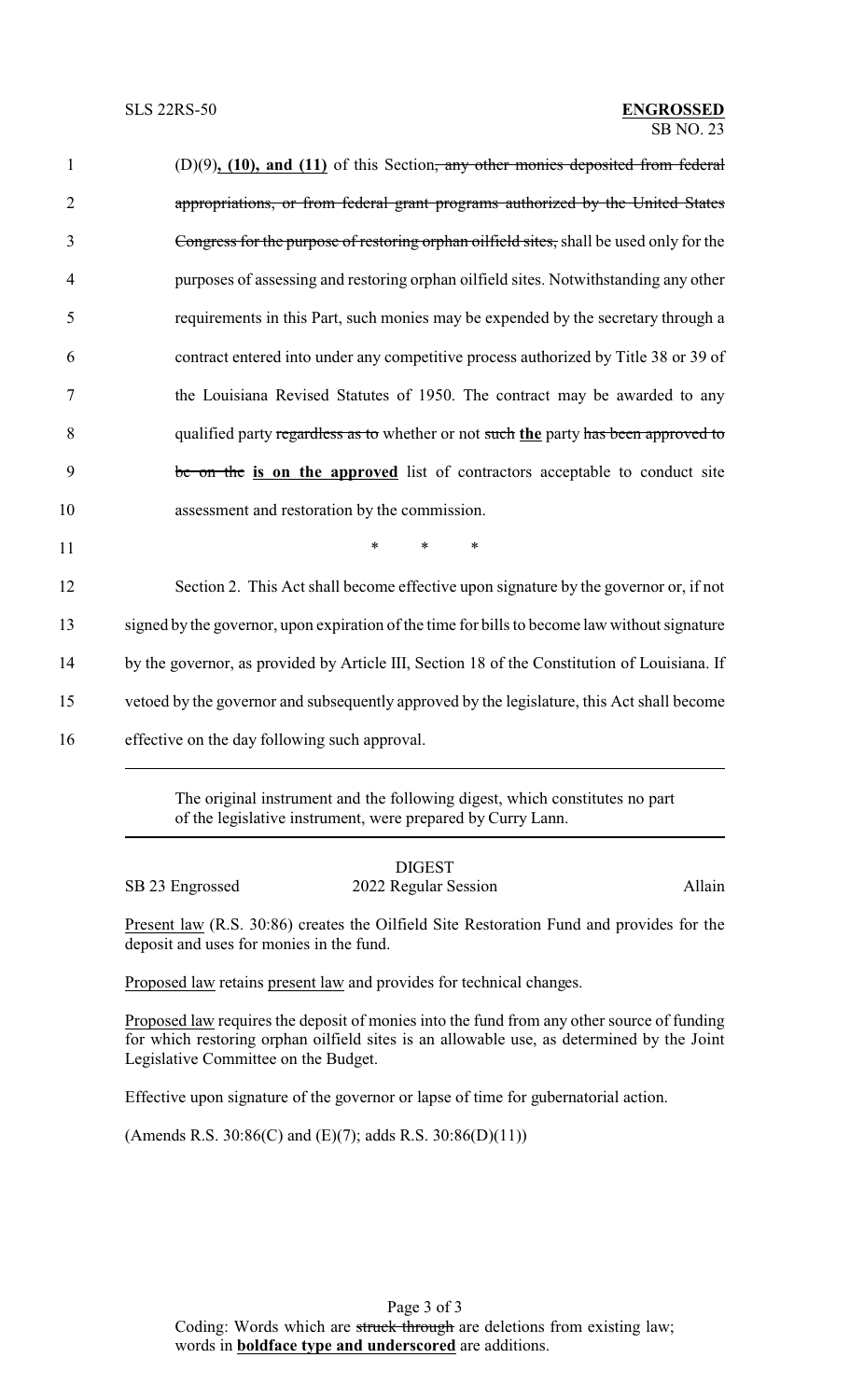(D)(9)**, (10), and (11)** of this Section~~, any other monies deposited from federal appropriations, or from federal grant programs authorized by the United States Congress for the purpose of restoring orphan oilfield sites,~~ shall be used only for the purposes of assessing and restoring orphan oilfield sites. Notwithstanding any other requirements in this Part, such monies may be expended by the secretary through a contract entered into under any competitive process authorized by Title 38 or 39 of the Louisiana Revised Statutes of 1950. The contract may be awarded to any qualified party ~~regardless as to~~ whether or not ~~such~~ **<u>the</u>** party ~~has been approved to be on the~~ **<u>is on the approved</u>** list of contractors acceptable to conduct site assessment and restoration by the commission.

\* \* \*

Section 2. This Act shall become effective upon signature by the governor or, if not signed by the governor, upon expiration of the time for bills to become law without signature by the governor, as provided by Article III, Section 18 of the Constitution of Louisiana. If vetoed by the governor and subsequently approved by the legislature, this Act shall become effective on the day following such approval.

---

The original instrument and the following digest, which constitutes no part of the legislative instrument, were prepared by Curry Lann.

---

DIGEST

SB 23 Engrossed — 2022 Regular Session — Allain

<u>Present law</u> (R.S. 30:86) creates the Oilfield Site Restoration Fund and provides for the deposit and uses for monies in the fund.

<u>Proposed law</u> retains <u>present law</u> and provides for technical changes.

<u>Proposed law</u> requires the deposit of monies into the fund from any other source of funding for which restoring orphan oilfield sites is an allowable use, as determined by the Joint Legislative Committee on the Budget.

Effective upon signature of the governor or lapse of time for gubernatorial action.

(Amends R.S. 30:86(C) and (E)(7); adds R.S. 30:86(D)(11))

Coding: Words which are ~~struck through~~ are deletions from existing law; words in **<u>boldface type and underscored</u>** are additions.